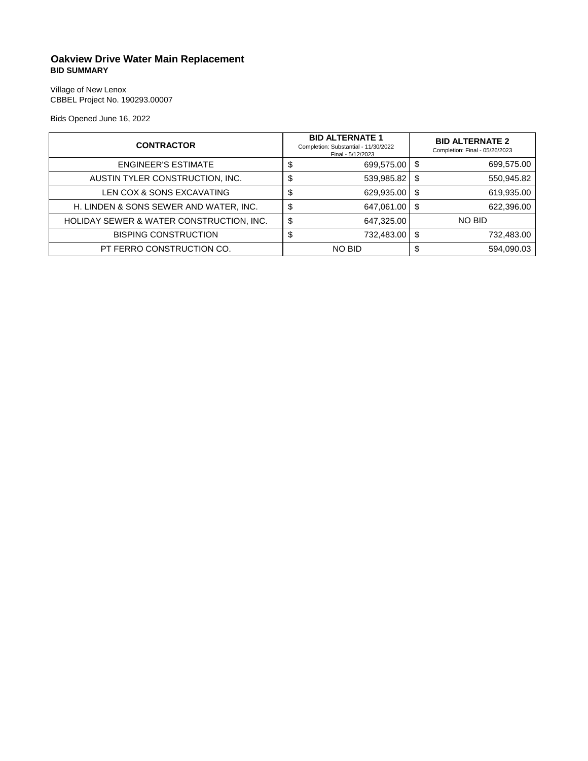# Oakview Drive Water Main Replacement
**BID SUMMARY**

Village of New Lenox
CBBEL Project No. 190293.00007

Bids Opened June 16, 2022

| CONTRACTOR | BID ALTERNATE 1<br>Completion: Substantial - 11/30/2022<br>Final - 5/12/2023 | BID ALTERNATE 2<br>Completion: Final - 05/26/2023 |
|---|---|---|
| ENGINEER'S ESTIMATE | $ 699,575.00 | $ 699,575.00 |
| AUSTIN TYLER CONSTRUCTION, INC. | $ 539,985.82 | $ 550,945.82 |
| LEN COX & SONS EXCAVATING | $ 629,935.00 | $ 619,935.00 |
| H. LINDEN & SONS SEWER AND WATER, INC. | $ 647,061.00 | $ 622,396.00 |
| HOLIDAY SEWER & WATER CONSTRUCTION, INC. | $ 647,325.00 | NO BID |
| BISPING CONSTRUCTION | $ 732,483.00 | $ 732,483.00 |
| PT FERRO CONSTRUCTION CO. | NO BID | $ 594,090.03 |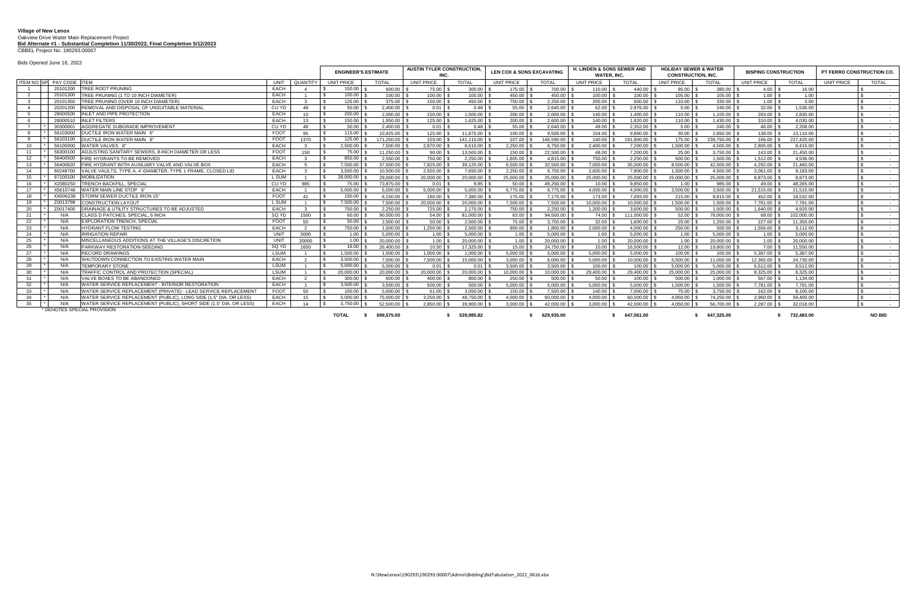**Village of New Lenox**
Oakview Drive Water Main Replacement Project
**Bid Alternate #1 - Substantial Completion 11/30/2022, Final Completion 5/12/2023**
CBBEL Project No. 190293.00007

Bids Opened June 16, 2022

| ITEM NO | SP | PAY CODE | ITEM | UNIT | QUANTITY | ENGINEER'S ESTIMATE | | AUSTIN TYLER CONSTRUCTION, INC. | | LEN COX & SONS EXCAVATING | | H. LINDEN & SONS SEWER AND WATER, INC. | | HOLIDAY SEWER & WATER CONSTRUCTION, INC. | | BISPING CONSTRUCTION | | PT FERRO CONSTRUCTION CO. | |
|---|---|---|---|---|---|---|---|---|---|---|---|---|---|---|---|---|---|---|---|
| | | | | | | UNIT PRICE | TOTAL | UNIT PRICE | TOTAL | UNIT PRICE | TOTAL | UNIT PRICE | TOTAL | UNIT PRICE | TOTAL | UNIT PRICE | TOTAL | UNIT PRICE | TOTAL |
| 1 | | 20101200 | TREE ROOT PRUNING | EACH | 4 | $ 150.00 | $ 600.00 | $ 75.00 | $ 300.00 | $ 175.00 | $ 700.00 | $ 110.00 | $ 440.00 | $ 95.00 | $ 380.00 | $ 4.00 | $ 16.00 | | $ - |
| 2 | | 20101300 | TREE PRUNING (1 TO 10 INCH DIAMETER) | EACH | 1 | $ 100.00 | $ 100.00 | $ 100.00 | $ 100.00 | $ 450.00 | $ 450.00 | $ 100.00 | $ 100.00 | $ 105.00 | $ 105.00 | $ 1.00 | $ 1.00 | | $ - |
| 3 | | 20101350 | TREE PRUNING (OVER 10 INCH DIAMETER) | EACH | 3 | $ 125.00 | $ 375.00 | $ 150.00 | $ 450.00 | $ 750.00 | $ 2,250.00 | $ 200.00 | $ 600.00 | $ 110.00 | $ 330.00 | $ 1.00 | $ 3.00 | | $ - |
| 4 | | 20201200 | REMOVAL AND DISPOSAL OF UNSUITABLE MATERIAL | CU YD | 48 | $ 50.00 | $ 2,400.00 | $ 0.01 | $ 0.48 | $ 55.00 | $ 2,640.00 | $ 62.00 | $ 2,976.00 | $ 5.00 | $ 240.00 | $ 32.00 | $ 1,536.00 | | $ - |
| 5 | | 28000500 | INLET AND PIPE PROTECTION | EACH | 10 | $ 200.00 | $ 2,000.00 | $ 150.00 | $ 1,500.00 | $ 200.00 | $ 2,000.00 | $ 140.00 | $ 1,400.00 | $ 110.00 | $ 1,100.00 | $ 283.00 | $ 2,830.00 | | $ - |
| 6 | | 28000510 | INLET FILTERS | EACH | 13 | $ 150.00 | $ 1,950.00 | $ 125.00 | $ 1,625.00 | $ 200.00 | $ 2,600.00 | $ 140.00 | $ 1,820.00 | $ 110.00 | $ 1,430.00 | $ 310.00 | $ 4,030.00 | | $ - |
| 7 | | 30300001 | AGGREGATE SUBGRADE IMPROVEMENT | CU YD | 48 | $ 50.00 | $ 2,400.00 | $ 0.01 | $ 0.48 | $ 55.00 | $ 2,640.00 | $ 49.00 | $ 2,352.00 | $ 5.00 | $ 240.00 | $ 46.00 | $ 2,208.00 | | $ - |
| 8 | * | 56103000 | DUCTILE IRON WATER MAIN 6" | FOOT | 95 | $ 115.00 | $ 10,925.00 | $ 125.00 | $ 11,875.00 | $ 100.00 | $ 9,500.00 | $ 104.00 | $ 9,880.00 | $ 30.00 | $ 2,850.00 | $ 138.00 | $ 13,110.00 | | $ - |
| 9 | * | 56103100 | DUCTILE IRON WATER MAIN 8" | FOOT | 1370 | $ 125.00 | $ 171,250.00 | $ 103.00 | $ 141,110.00 | $ 107.00 | $ 146,590.00 | $ 140.00 | $ 191,800.00 | $ 175.00 | $ 239,750.00 | $ 166.00 | $ 227,420.00 | | $ - |
| 10 | * | 56105000 | WATER VALVES 8" | EACH | 3 | $ 2,500.00 | $ 7,500.00 | $ 2,870.00 | $ 8,610.00 | $ 2,250.00 | $ 6,750.00 | $ 2,400.00 | $ 7,200.00 | $ 1,500.00 | $ 4,500.00 | $ 2,805.00 | $ 8,415.00 | | $ - |
| 11 | * | 56300100 | ADJUSTING SANITARY SEWERS, 8-INCH DIAMETER OR LESS | FOOT | 150 | $ 75.00 | $ 11,250.00 | $ 90.00 | $ 13,500.00 | $ 150.00 | $ 22,500.00 | $ 48.00 | $ 7,200.00 | $ 25.00 | $ 3,750.00 | $ 143.00 | $ 21,450.00 | | $ - |
| 12 | * | 56400500 | FIRE HYDRANTS TO BE REMOVED | EACH | 3 | $ 850.00 | $ 2,550.00 | $ 750.00 | $ 2,250.00 | $ 1,605.00 | $ 4,815.00 | $ 750.00 | $ 2,250.00 | $ 500.00 | $ 1,500.00 | $ 1,512.00 | $ 4,536.00 | | $ - |
| 13 | * | 56400820 | FIRE HYDRANT WITH AUXILIARY VALVE AND VALVE BOX | EACH | 5 | $ 7,500.00 | $ 37,500.00 | $ 7,825.00 | $ 39,125.00 | $ 6,500.00 | $ 32,500.00 | $ 7,000.00 | $ 35,000.00 | $ 8,500.00 | $ 42,500.00 | $ 4,292.00 | $ 21,460.00 | | $ - |
| 14 | | 60248700 | VALVE VAULTS, TYPE A, 4'-DIAMETER, TYPE 1 FRAME, CLOSED LID | EACH | 3 | $ 3,500.00 | $ 10,500.00 | $ 2,550.00 | $ 7,650.00 | $ 2,250.00 | $ 6,750.00 | $ 2,600.00 | $ 7,800.00 | $ 1,500.00 | $ 4,500.00 | $ 3,061.00 | $ 9,183.00 | | $ - |
| 15 | | 67100100 | MOBILIZATION | L SUM | 1 | $ 28,000.00 | $ 28,000.00 | $ 20,000.00 | $ 20,000.00 | $ 25,000.00 | $ 25,000.00 | $ 25,000.00 | $ 25,000.00 | $ 25,000.00 | $ 25,000.00 | $ 8,873.00 | $ 8,873.00 | | $ - |
| 16 | * | X2080250 | TRENCH BACKFILL, SPECIAL | CU YD | 985 | $ 75.00 | $ 73,875.00 | $ 0.01 | $ 9.85 | $ 50.00 | $ 49,250.00 | $ 10.00 | $ 9,850.00 | $ 1.00 | $ 985.00 | $ 49.00 | $ 48,265.00 | | $ - |
| 17 | * | X5610746 | WATER MAIN LINE STOP 6" | EACH | 1 | $ 5,000.00 | $ 5,000.00 | $ 5,000.00 | $ 5,000.00 | $ 6,775.00 | $ 6,775.00 | $ 4,000.00 | $ 4,000.00 | $ 3,500.00 | $ 3,500.00 | $ 21,515.00 | $ 21,515.00 | | $ - |
| 18 | * | XX006238 | STORM SEWER DUCTILE IRON 15" | FOOT | 41 | $ 150.00 | $ 6,150.00 | $ 180.00 | $ 7,380.00 | $ 175.00 | $ 7,175.00 | $ 173.00 | $ 7,093.00 | $ 215.00 | $ 8,815.00 | $ 452.00 | $ 18,532.00 | | $ - |
| 19 | * | Z0013798 | CONSTRUCTION LAYOUT | L SUM | 1 | $ 7,500.00 | $ 7,500.00 | $ 20,000.00 | $ 20,000.00 | $ 7,500.00 | $ 7,500.00 | $ 10,000.00 | $ 10,000.00 | $ 1,500.00 | $ 1,500.00 | $ 7,781.00 | $ 7,781.00 | | $ - |
| 20 | * | Z0017400 | DRAINAGE & UTILITY STRUCTURES TO BE ADJUSTED | EACH | 3 | $ 750.00 | $ 2,250.00 | $ 725.00 | $ 2,175.00 | $ 750.00 | $ 2,250.00 | $ 1,200.00 | $ 3,600.00 | $ 500.00 | $ 1,500.00 | $ 1,640.00 | $ 4,920.00 | | $ - |
| 21 | * | N/A | CLASS D PATCHES, SPECIAL, 6 INCH | SQ YD | 1500 | $ 60.00 | $ 90,000.00 | $ 54.00 | $ 81,000.00 | $ 63.00 | $ 94,500.00 | $ 74.00 | $ 111,000.00 | $ 52.00 | $ 78,000.00 | $ 68.00 | $ 102,000.00 | | $ - |
| 22 | * | N/A | EXPLORATION TRENCH, SPECIAL | FOOT | 50 | $ 50.00 | $ 2,500.00 | $ 50.00 | $ 2,500.00 | $ 75.00 | $ 3,750.00 | $ 32.00 | $ 1,600.00 | $ 25.00 | $ 1,250.00 | $ 227.00 | $ 11,350.00 | | $ - |
| 23 | * | N/A | HYDRANT FLOW TESTING | EACH | 2 | $ 750.00 | $ 1,500.00 | $ 1,250.00 | $ 2,500.00 | $ 900.00 | $ 1,800.00 | $ 2,000.00 | $ 4,000.00 | $ 250.00 | $ 500.00 | $ 1,556.00 | $ 3,112.00 | | $ - |
| 24 | * | N/A | IRRIGATION REPAIR | UNIT | 5000 | $ 1.00 | $ 5,000.00 | $ 1.00 | $ 5,000.00 | $ 1.00 | $ 5,000.00 | $ 1.00 | $ 5,000.00 | $ 1.00 | $ 5,000.00 | $ 1.00 | $ 5,000.00 | | $ - |
| 25 | * | N/A | MISCELLANEOUS ADDITIONS AT THE VILLAGE'S DISCRETION | UNIT | 20000 | $ 1.00 | $ 20,000.00 | $ 1.00 | $ 20,000.00 | $ 1.00 | $ 20,000.00 | $ 1.00 | $ 20,000.00 | $ 1.00 | $ 20,000.00 | $ 1.00 | $ 20,000.00 | | $ - |
| 26 | * | N/A | PARKWAY RESTORATION-SEEDING | SQ YD | 1650 | $ 16.00 | $ 26,400.00 | $ 10.50 | $ 17,325.00 | $ 15.00 | $ 24,750.00 | $ 10.00 | $ 16,500.00 | $ 12.00 | $ 19,800.00 | $ 7.00 | $ 11,550.00 | | $ - |
| 27 | * | N/A | RECORD DRAWINGS | LSUM | 1 | $ 1,500.00 | $ 1,500.00 | $ 1,000.00 | $ 1,000.00 | $ 5,000.00 | $ 5,000.00 | $ 5,000.00 | $ 5,000.00 | $ 100.00 | $ 100.00 | $ 5,387.00 | $ 5,387.00 | | $ - |
| 28 | * | N/A | SHUTDOWN CONNECTION TO EXISTING WATER MAIN | EACH | 2 | $ 3,500.00 | $ 7,000.00 | $ 7,500.00 | $ 15,000.00 | $ 3,000.00 | $ 6,000.00 | $ 5,000.00 | $ 10,000.00 | $ 5,500.00 | $ 11,000.00 | $ 12,365.00 | $ 24,730.00 | | $ - |
| 29 | * | N/A | TEMPORARY STONE | LSUM | 1 | $ 5,000.00 | $ 5,000.00 | $ 0.01 | $ 0.01 | $ 3,500.00 | $ 3,500.00 | $ 100.00 | $ 100.00 | $ 5,000.00 | $ 5,000.00 | $ 6,512.00 | $ 6,512.00 | | $ - |
| 30 | * | N/A | TRAFFIC CONTROL AND PROTECTION (SPECIAL) | LSUM | 1 | $ 20,000.00 | $ 20,000.00 | $ 20,000.00 | $ 20,000.00 | $ 10,000.00 | $ 10,000.00 | $ 29,400.00 | $ 29,400.00 | $ 25,000.00 | $ 25,000.00 | $ 8,325.00 | $ 8,325.00 | | $ - |
| 31 | * | N/A | VALVE BOXES TO BE ABANDONED | EACH | 2 | $ 300.00 | $ 600.00 | $ 400.00 | $ 800.00 | $ 250.00 | $ 500.00 | $ 50.00 | $ 100.00 | $ 500.00 | $ 1,000.00 | $ 567.00 | $ 1,134.00 | | $ - |
| 32 | * | N/A | WATER SERVICE REPLACEMENT - INTERIOR RESTORATION | EACH | 1 | $ 3,500.00 | $ 3,500.00 | $ 500.00 | $ 500.00 | $ 5,000.00 | $ 5,000.00 | $ 5,000.00 | $ 5,000.00 | $ 1,500.00 | $ 1,500.00 | $ 7,781.00 | $ 7,781.00 | | $ - |
| 33 | * | N/A | WATER SERVICE REPLACEMENT (PRIVATE) - LEAD SERVICE REPLACEMENT | FOOT | 50 | $ 100.00 | $ 5,000.00 | $ 61.00 | $ 3,050.00 | $ 150.00 | $ 7,500.00 | $ 140.00 | $ 7,000.00 | $ 75.00 | $ 3,750.00 | $ 162.00 | $ 8,100.00 | | $ - |
| 34 | * | N/A | WATER SERVICE REPLACEMENT (PUBLIC), LONG SIDE (1.5" DIA. OR LESS) | EACH | 15 | $ 5,000.00 | $ 75,000.00 | $ 3,250.00 | $ 48,750.00 | $ 4,000.00 | $ 60,000.00 | $ 4,000.00 | $ 60,000.00 | $ 4,950.00 | $ 74,250.00 | $ 3,960.00 | $ 59,400.00 | | $ - |
| 35 | * | N/A | WATER SERVICE REPLACEMENT (PUBLIC), SHORT SIDE (1.5" DIA. OR LESS) | EACH | 14 | $ 3,750.00 | $ 52,500.00 | $ 2,850.00 | $ 39,900.00 | $ 3,000.00 | $ 42,000.00 | $ 3,000.00 | $ 42,000.00 | $ 4,050.00 | $ 56,700.00 | $ 2,287.00 | $ 32,018.00 | | $ - |
| | | | | | | **TOTAL** | **$ 699,575.00** | | **$ 539,985.82** | | **$ 629,935.00** | | **$ 647,061.00** | | **$ 647,325.00** | | **$ 732,483.00** | | **NO BID** |

\* DENOTES SPECIAL PROVISION

N:\NewLenox\190293\190293.00007\Admin\Bidding\BidTabulation_2022_0616.xlsx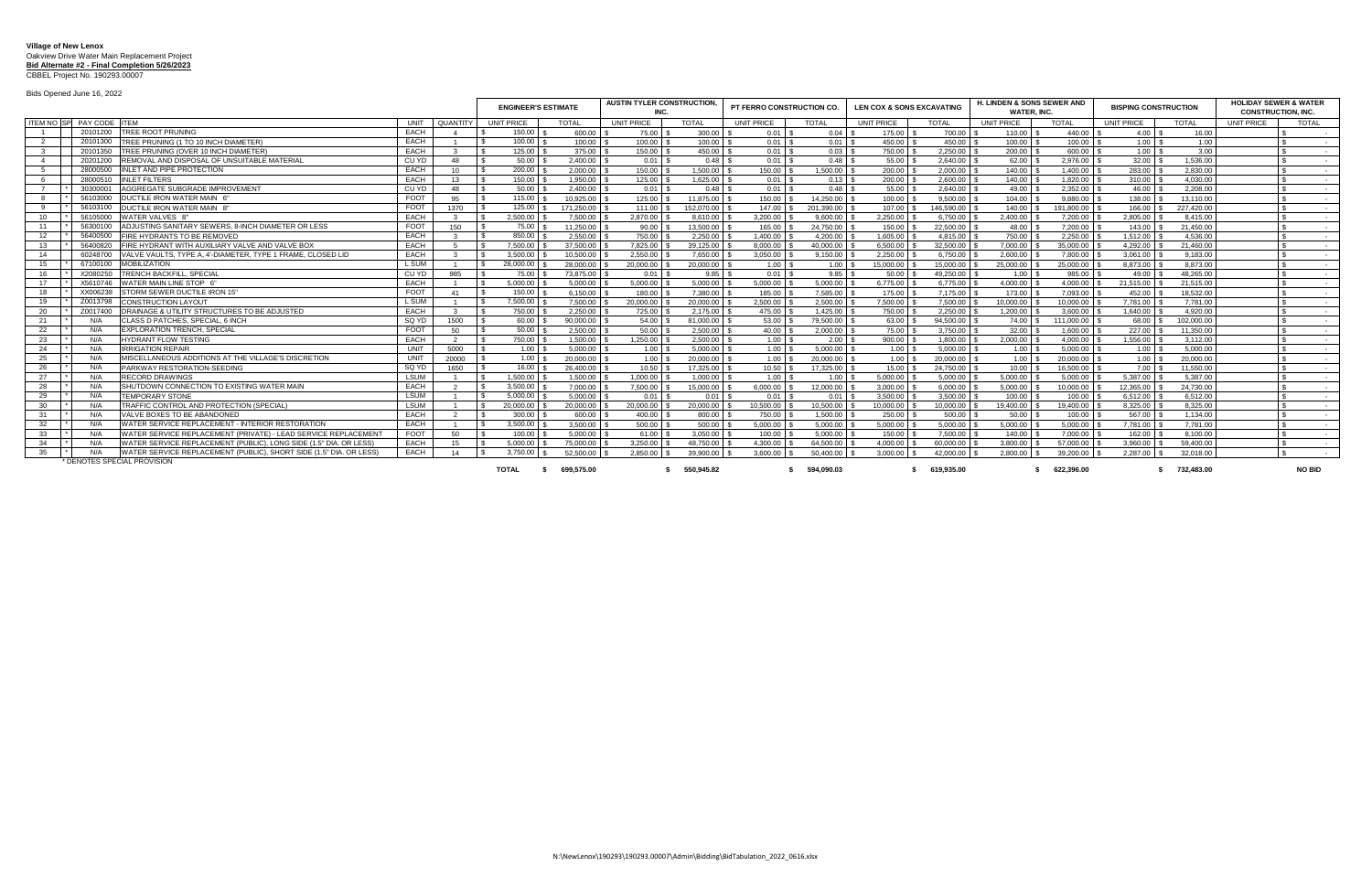**Village of New Lenox**
Oakview Drive Water Main Replacement Project
**Bid Alternate #2 - Final Completion 5/26/2023**
CBBEL Project No. 190293.00007

Bids Opened June 16, 2022

| | | | | | | ENGINEER'S ESTIMATE | | AUSTIN TYLER CONSTRUCTION, INC. | | PT FERRO CONSTRUCTION CO. | | LEN COX & SONS EXCAVATING | | H. LINDEN & SONS SEWER AND WATER, INC. | | BISPING CONSTRUCTION | | HOLIDAY SEWER & WATER CONSTRUCTION, INC. | |
|---|---|---|---|---|---|---|---|---|---|---|---|---|---|---|---|---|---|---|---|
| ITEM NO | SP | PAY CODE | ITEM | UNIT | QUANTITY | UNIT PRICE | TOTAL | UNIT PRICE | TOTAL | UNIT PRICE | TOTAL | UNIT PRICE | TOTAL | UNIT PRICE | TOTAL | UNIT PRICE | TOTAL | UNIT PRICE | TOTAL |
| 1 | | 20101200 | TREE ROOT PRUNING | EACH | 4 | $ 150.00 | $ 600.00 | $ 75.00 | $ 300.00 | $ 0.01 | $ 0.04 | $ 175.00 | $ 700.00 | $ 110.00 | $ 440.00 | $ 4.00 | $ 16.00 | | $ - |
| 2 | | 20101300 | TREE PRUNING (1 TO 10 INCH DIAMETER) | EACH | 1 | $ 100.00 | $ 100.00 | $ 100.00 | $ 100.00 | $ 0.01 | $ 0.01 | $ 450.00 | $ 450.00 | $ 100.00 | $ 100.00 | $ 1.00 | $ 1.00 | | $ - |
| 3 | | 20101350 | TREE PRUNING (OVER 10 INCH DIAMETER) | EACH | 3 | $ 125.00 | $ 375.00 | $ 150.00 | $ 450.00 | $ 0.01 | $ 0.03 | $ 750.00 | $ 2,250.00 | $ 200.00 | $ 600.00 | $ 1.00 | $ 3.00 | | $ - |
| 4 | | 20201200 | REMOVAL AND DISPOSAL OF UNSUITABLE MATERIAL | CU YD | 48 | $ 50.00 | $ 2,400.00 | $ 0.01 | $ 0.48 | $ 0.01 | $ 0.48 | $ 55.00 | $ 2,640.00 | $ 62.00 | $ 2,976.00 | $ 32.00 | $ 1,536.00 | | $ - |
| 5 | | 28000500 | INLET AND PIPE PROTECTION | EACH | 10 | $ 200.00 | $ 2,000.00 | $ 150.00 | $ 1,500.00 | $ 150.00 | $ 1,500.00 | $ 200.00 | $ 2,000.00 | $ 140.00 | $ 1,400.00 | $ 283.00 | $ 2,830.00 | | $ - |
| 6 | | 28000510 | INLET FILTERS | EACH | 13 | $ 150.00 | $ 1,950.00 | $ 125.00 | $ 1,625.00 | $ 0.01 | $ 0.13 | $ 200.00 | $ 2,600.00 | $ 140.00 | $ 1,820.00 | $ 310.00 | $ 4,030.00 | | $ - |
| 7 | | 30300001 | AGGREGATE SUBGRADE IMPROVEMENT | CU YD | 48 | $ 50.00 | $ 2,400.00 | $ 0.01 | $ 0.48 | $ 0.01 | $ 0.48 | $ 55.00 | $ 2,640.00 | $ 49.00 | $ 2,352.00 | $ 46.00 | $ 2,208.00 | | $ - |
| 8 | * | 56103000 | DUCTILE IRON WATER MAIN 6" | FOOT | 95 | $ 115.00 | $ 10,925.00 | $ 125.00 | $ 11,875.00 | $ 150.00 | $ 14,250.00 | $ 100.00 | $ 9,500.00 | $ 104.00 | $ 9,880.00 | $ 138.00 | $ 13,110.00 | | $ - |
| 9 | * | 56103100 | DUCTILE IRON WATER MAIN 8" | FOOT | 1370 | $ 125.00 | $ 171,250.00 | $ 111.00 | $ 152,070.00 | $ 147.00 | $ 201,390.00 | $ 107.00 | $ 146,590.00 | $ 140.00 | $ 191,800.00 | $ 166.00 | $ 227,420.00 | | $ - |
| 10 | * | 56105000 | WATER VALVES 8" | EACH | 3 | $ 2,500.00 | $ 7,500.00 | $ 2,870.00 | $ 8,610.00 | $ 3,200.00 | $ 9,600.00 | $ 2,250.00 | $ 6,750.00 | $ 2,400.00 | $ 7,200.00 | $ 2,805.00 | $ 8,415.00 | | $ - |
| 11 | * | 56300100 | ADJUSTING SANITARY SEWERS, 8-INCH DIAMETER OR LESS | FOOT | 150 | $ 75.00 | $ 11,250.00 | $ 90.00 | $ 13,500.00 | $ 165.00 | $ 24,750.00 | $ 150.00 | $ 22,500.00 | $ 48.00 | $ 7,200.00 | $ 143.00 | $ 21,450.00 | | $ - |
| 12 | * | 56400500 | FIRE HYDRANTS TO BE REMOVED | EACH | 3 | $ 850.00 | $ 2,550.00 | $ 750.00 | $ 2,250.00 | $ 1,400.00 | $ 4,200.00 | $ 1,605.00 | $ 4,815.00 | $ 750.00 | $ 2,250.00 | $ 1,512.00 | $ 4,536.00 | | $ - |
| 13 | * | 56400820 | FIRE HYDRANT WITH AUXILIARY VALVE AND VALVE BOX | EACH | 5 | $ 7,500.00 | $ 37,500.00 | $ 7,825.00 | $ 39,125.00 | $ 8,000.00 | $ 40,000.00 | $ 6,500.00 | $ 32,500.00 | $ 7,000.00 | $ 35,000.00 | $ 4,292.00 | $ 21,460.00 | | $ - |
| 14 | | 60248700 | VALVE VAULTS, TYPE A, 4'-DIAMETER, TYPE 1 FRAME, CLOSED LID | EACH | 3 | $ 3,500.00 | $ 10,500.00 | $ 2,550.00 | $ 7,650.00 | $ 3,050.00 | $ 9,150.00 | $ 2,250.00 | $ 6,750.00 | $ 2,600.00 | $ 7,800.00 | $ 3,061.00 | $ 9,183.00 | | $ - |
| 15 | * | 67100100 | MOBILIZATION | L SUM | 1 | $ 28,000.00 | $ 28,000.00 | $ 20,000.00 | $ 20,000.00 | $ 1.00 | $ 1.00 | $ 15,000.00 | $ 15,000.00 | $ 25,000.00 | $ 25,000.00 | $ 8,873.00 | $ 8,873.00 | | $ - |
| 16 | * | X2080250 | TRENCH BACKFILL, SPECIAL | CU YD | 985 | $ 75.00 | $ 73,875.00 | $ 0.01 | $ 9.85 | $ 0.01 | $ 9.85 | $ 50.00 | $ 49,250.00 | $ 1.00 | $ 985.00 | $ 49.00 | $ 48,265.00 | | $ - |
| 17 | * | X5610746 | WATER MAIN LINE STOP 6" | EACH | 1 | $ 5,000.00 | $ 5,000.00 | $ 5,000.00 | $ 5,000.00 | $ 5,000.00 | $ 5,000.00 | $ 6,775.00 | $ 6,775.00 | $ 4,000.00 | $ 4,000.00 | $ 21,515.00 | $ 21,515.00 | | $ - |
| 18 | * | XX006238 | STORM SEWER DUCTILE IRON 15" | FOOT | 41 | $ 150.00 | $ 6,150.00 | $ 180.00 | $ 7,380.00 | $ 185.00 | $ 7,585.00 | $ 175.00 | $ 7,175.00 | $ 173.00 | $ 7,093.00 | $ 452.00 | $ 18,532.00 | | $ - |
| 19 | * | Z0013798 | CONSTRUCTION LAYOUT | L SUM | 1 | $ 7,500.00 | $ 7,500.00 | $ 20,000.00 | $ 20,000.00 | $ 2,500.00 | $ 2,500.00 | $ 7,500.00 | $ 7,500.00 | $ 10,000.00 | $ 10,000.00 | $ 7,781.00 | $ 7,781.00 | | $ - |
| 20 | * | Z0017400 | DRAINAGE & UTILITY STRUCTURES TO BE ADJUSTED | EACH | 3 | $ 750.00 | $ 2,250.00 | $ 725.00 | $ 2,175.00 | $ 475.00 | $ 1,425.00 | $ 750.00 | $ 2,250.00 | $ 1,200.00 | $ 3,600.00 | $ 1,640.00 | $ 4,920.00 | | $ - |
| 21 | * | N/A | CLASS D PATCHES, SPECIAL, 6 INCH | SQ YD | 1500 | $ 60.00 | $ 90,000.00 | $ 54.00 | $ 81,000.00 | $ 53.00 | $ 79,500.00 | $ 63.00 | $ 94,500.00 | $ 74.00 | $ 111,000.00 | $ 68.00 | $ 102,000.00 | | $ - |
| 22 | * | N/A | EXPLORATION TRENCH, SPECIAL | FOOT | 50 | $ 50.00 | $ 2,500.00 | $ 50.00 | $ 2,500.00 | $ 40.00 | $ 2,000.00 | $ 75.00 | $ 3,750.00 | $ 32.00 | $ 1,600.00 | $ 227.00 | $ 11,350.00 | | $ - |
| 23 | * | N/A | HYDRANT FLOW TESTING | EACH | 2 | $ 750.00 | $ 1,500.00 | $ 1,250.00 | $ 2,500.00 | $ 1.00 | $ 2.00 | $ 900.00 | $ 1,800.00 | $ 2,000.00 | $ 4,000.00 | $ 1,556.00 | $ 3,112.00 | | $ - |
| 24 | * | N/A | IRRIGATION REPAIR | UNIT | 5000 | $ 1.00 | $ 5,000.00 | $ 1.00 | $ 5,000.00 | $ 1.00 | $ 5,000.00 | $ 1.00 | $ 5,000.00 | $ 1.00 | $ 5,000.00 | $ 1.00 | $ 5,000.00 | | $ - |
| 25 | * | N/A | MISCELLANEOUS ADDITIONS AT THE VILLAGE'S DISCRETION | UNIT | 20000 | $ 1.00 | $ 20,000.00 | $ 1.00 | $ 20,000.00 | $ 1.00 | $ 20,000.00 | $ 1.00 | $ 20,000.00 | $ 1.00 | $ 20,000.00 | $ 1.00 | $ 20,000.00 | | $ - |
| 26 | * | N/A | PARKWAY RESTORATION-SEEDING | SQ YD | 1650 | $ 16.00 | $ 26,400.00 | $ 10.50 | $ 17,325.00 | $ 10.50 | $ 17,325.00 | $ 15.00 | $ 24,750.00 | $ 10.00 | $ 16,500.00 | $ 7.00 | $ 11,550.00 | | $ - |
| 27 | * | N/A | RECORD DRAWINGS | LSUM | 1 | $ 1,500.00 | $ 1,500.00 | $ 1,000.00 | $ 1,000.00 | $ 1.00 | $ 1.00 | $ 5,000.00 | $ 5,000.00 | $ 5,000.00 | $ 5,000.00 | $ 5,387.00 | $ 5,387.00 | | $ - |
| 28 | * | N/A | SHUTDOWN CONNECTION TO EXISTING WATER MAIN | EACH | 2 | $ 3,500.00 | $ 7,000.00 | $ 7,500.00 | $ 15,000.00 | $ 6,000.00 | $ 12,000.00 | $ 3,000.00 | $ 6,000.00 | $ 5,000.00 | $ 10,000.00 | $ 12,365.00 | $ 24,730.00 | | $ - |
| 29 | * | N/A | TEMPORARY STONE | LSUM | 1 | $ 5,000.00 | $ 5,000.00 | $ 0.01 | $ 0.01 | $ 0.01 | $ 0.01 | $ 3,500.00 | $ 3,500.00 | $ 100.00 | $ 100.00 | $ 6,512.00 | $ 6,512.00 | | $ - |
| 30 | * | N/A | TRAFFIC CONTROL AND PROTECTION (SPECIAL) | LSUM | 1 | $ 20,000.00 | $ 20,000.00 | $ 20,000.00 | $ 20,000.00 | $ 10,500.00 | $ 10,500.00 | $ 10,000.00 | $ 10,000.00 | $ 19,400.00 | $ 19,400.00 | $ 8,325.00 | $ 8,325.00 | | $ - |
| 31 | * | N/A | VALVE BOXES TO BE ABANDONED | EACH | 2 | $ 300.00 | $ 600.00 | $ 400.00 | $ 800.00 | $ 750.00 | $ 1,500.00 | $ 250.00 | $ 500.00 | $ 50.00 | $ 100.00 | $ 567.00 | $ 1,134.00 | | $ - |
| 32 | * | N/A | WATER SERVICE REPLACEMENT - INTERIOR RESTORATION | EACH | 1 | $ 3,500.00 | $ 3,500.00 | $ 500.00 | $ 500.00 | $ 5,000.00 | $ 5,000.00 | $ 5,000.00 | $ 5,000.00 | $ 5,000.00 | $ 5,000.00 | $ 7,781.00 | $ 7,781.00 | | $ - |
| 33 | * | N/A | WATER SERVICE REPLACEMENT (PRIVATE) - LEAD SERVICE REPLACEMENT | FOOT | 50 | $ 100.00 | $ 5,000.00 | $ 61.00 | $ 3,050.00 | $ 100.00 | $ 5,000.00 | $ 150.00 | $ 7,500.00 | $ 140.00 | $ 7,000.00 | $ 162.00 | $ 8,100.00 | | $ - |
| 34 | * | N/A | WATER SERVICE REPLACEMENT (PUBLIC), LONG SIDE (1.5" DIA. OR LESS) | EACH | 15 | $ 5,000.00 | $ 75,000.00 | $ 3,250.00 | $ 48,750.00 | $ 4,300.00 | $ 64,500.00 | $ 4,000.00 | $ 60,000.00 | $ 3,800.00 | $ 57,000.00 | $ 3,960.00 | $ 59,400.00 | | $ - |
| 35 | * | N/A | WATER SERVICE REPLACEMENT (PUBLIC), SHORT SIDE (1.5" DIA. OR LESS) | EACH | 14 | $ 3,750.00 | $ 52,500.00 | $ 2,850.00 | $ 39,900.00 | $ 3,600.00 | $ 50,400.00 | $ 3,000.00 | $ 42,000.00 | $ 2,800.00 | $ 39,200.00 | $ 2,287.00 | $ 32,018.00 | | $ - |
| | | | | | | **TOTAL** | **$ 699,575.00** | | **$ 550,945.82** | | **$ 594,090.03** | | **$ 619,935.00** | | **$ 622,396.00** | | **$ 732,483.00** | | **NO BID** |

\* DENOTES SPECIAL PROVISION

N:\NewLenox\190293\190293.00007\Admin\Bidding\BidTabulation_2022_0616.xlsx